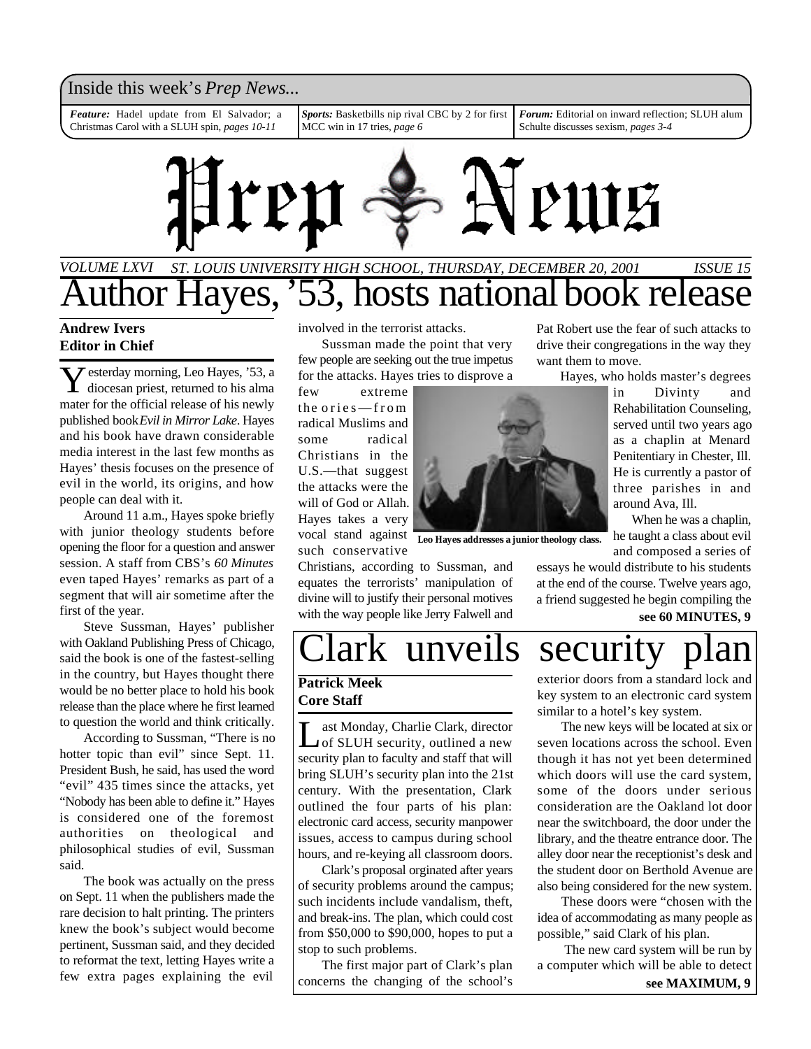Inside this week's *Prep News...*

***Feature:*** Hadel update from El Salvador; a Christmas Carol with a SLUH spin, *pages 10-11*

***Sports:*** Basketbills nip rival CBC by 2 for first MCC win in 17 tries, *page 6*

***Forum:*** Editorial on inward reflection; SLUH alum Schulte discusses sexism, *pages 3-4*

# Prep News

*VOLUME LXVI* *ST. LOUIS UNIVERSITY HIGH SCHOOL, THURSDAY, DECEMBER 20, 2001* *ISSUE 15*

# Author Hayes, '53, hosts national book release

**Andrew Ivers**
**Editor in Chief**

Yesterday morning, Leo Hayes, '53, a diocesan priest, returned to his alma mater for the official release of his newly published book *Evil in Mirror Lake*. Hayes and his book have drawn considerable media interest in the last few months as Hayes' thesis focuses on the presence of evil in the world, its origins, and how people can deal with it.

Around 11 a.m., Hayes spoke briefly with junior theology students before opening the floor for a question and answer session. A staff from CBS's *60 Minutes* even taped Hayes' remarks as part of a segment that will air sometime after the first of the year.

Steve Sussman, Hayes' publisher with Oakland Publishing Press of Chicago, said the book is one of the fastest-selling in the country, but Hayes thought there would be no better place to hold his book release than the place where he first learned to question the world and think critically.

According to Sussman, "There is no hotter topic than evil" since Sept. 11. President Bush, he said, has used the word "evil" 435 times since the attacks, yet "Nobody has been able to define it." Hayes is considered one of the foremost authorities on theological and philosophical studies of evil, Sussman said.

The book was actually on the press on Sept. 11 when the publishers made the rare decision to halt printing. The printers knew the book's subject would become pertinent, Sussman said, and they decided to reformat the text, letting Hayes write a few extra pages explaining the evil involved in the terrorist attacks.

Sussman made the point that very few people are seeking out the true impetus for the attacks. Hayes tries to disprove a few extreme theories—from radical Muslims and some radical Christians in the U.S.—that suggest the attacks were the will of God or Allah. Hayes takes a very vocal stand against such conservative Christians, according to Sussman, and equates the terrorists' manipulation of divine will to justify their personal motives with the way people like Jerry Falwell and Pat Robert use the fear of such attacks to drive their congregations in the way they want them to move.

**Leo Hayes addresses a junior theology class.**

Hayes, who holds master's degrees in Divinty and Rehabilitation Counseling, served until two years ago as a chaplin at Menard Penitentiary in Chester, Ill. He is currently a pastor of three parishes in and around Ava, Ill.

When he was a chaplin, he taught a class about evil and composed a series of essays he would distribute to his students at the end of the course. Twelve years ago, a friend suggested he begin compiling the

**see 60 MINUTES, 9**

# Clark unveils security plan

**Patrick Meek**
**Core Staff**

Last Monday, Charlie Clark, director of SLUH security, outlined a new security plan to faculty and staff that will bring SLUH's security plan into the 21st century. With the presentation, Clark outlined the four parts of his plan: electronic card access, security manpower issues, access to campus during school hours, and re-keying all classroom doors.

Clark's proposal orginated after years of security problems around the campus; such incidents include vandalism, theft, and break-ins. The plan, which could cost from $50,000 to $90,000, hopes to put a stop to such problems.

The first major part of Clark's plan concerns the changing of the school's exterior doors from a standard lock and key system to an electronic card system similar to a hotel's key system.

The new keys will be located at six or seven locations across the school. Even though it has not yet been determined which doors will use the card system, some of the doors under serious consideration are the Oakland lot door near the switchboard, the door under the library, and the theatre entrance door. The alley door near the receptionist's desk and the student door on Berthold Avenue are also being considered for the new system.

These doors were "chosen with the idea of accommodating as many people as possible," said Clark of his plan.

The new card system will be run by a computer which will be able to detect

**see MAXIMUM, 9**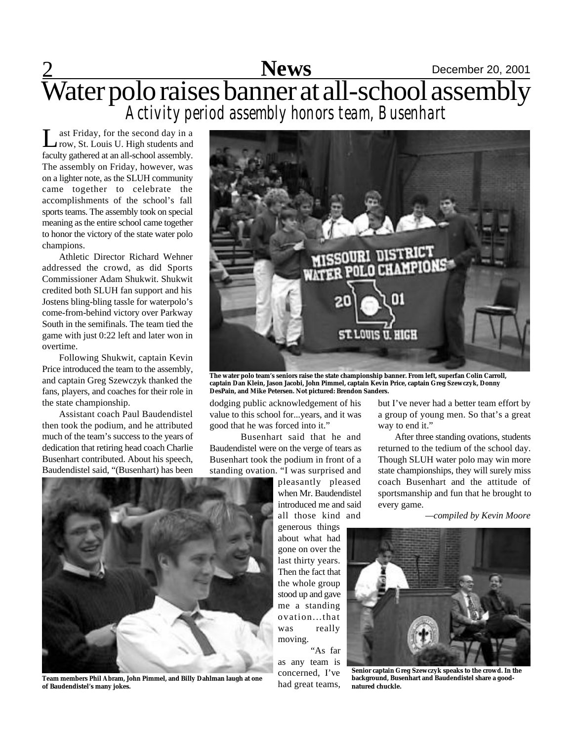# Water polo raises banner at all-school assembly

## *Activity period assembly honors team, Busenhart*

Last Friday, for the second day in a row, St. Louis U. High students and faculty gathered at an all-school assembly. The assembly on Friday, however, was on a lighter note, as the SLUH community came together to celebrate the accomplishments of the school's fall sports teams. The assembly took on special meaning as the entire school came together to honor the victory of the state water polo champions.

Athletic Director Richard Wehner addressed the crowd, as did Sports Commissioner Adam Shukwit. Shukwit credited both SLUH fan support and his Jostens bling-bling tassle for waterpolo's come-from-behind victory over Parkway South in the semifinals. The team tied the game with just 0:22 left and later won in overtime.

Following Shukwit, captain Kevin Price introduced the team to the assembly, and captain Greg Szewczyk thanked the fans, players, and coaches for their role in the state championship.

Assistant coach Paul Baudendistel then took the podium, and he attributed much of the team's success to the years of dedication that retiring head coach Charlie Busenhart contributed. About his speech, Baudendistel said, "(Busenhart) has been dodging public acknowledgement of his value to this school for...years, and it was good that he was forced into it."

Busenhart said that he and Baudendistel were on the verge of tears as Busenhart took the podium in front of a standing ovation. "I was surprised and pleasantly pleased when Mr. Baudendistel introduced me and said all those kind and generous things about what had gone on over the last thirty years. Then the fact that the whole group stood up and gave me a standing ovation...that was really moving.

"As far as any team is concerned, I've had great teams, but I've never had a better team effort by a group of young men. So that's a great way to end it."

After three standing ovations, students returned to the tedium of the school day. Though SLUH water polo may win more state championships, they will surely miss coach Busenhart and the attitude of sportsmanship and fun that he brought to every game.

*—compiled by Kevin Moore*

**The water polo team's seniors raise the state championship banner. From left, superfan Colin Carroll, captain Dan Klein, Jason Jacobi, John Pimmel, captain Kevin Price, captain Greg Szewczyk, Donny DesPain, and Mike Petersen. Not pictured: Brendon Sanders.**

**Team members Phil Abram, John Pimmel, and Billy Dahlman laugh at one of Baudendistel's many jokes.**

**Senior captain Greg Szewczyk speaks to the crowd. In the background, Busenhart and Baudendistel share a good-natured chuckle.**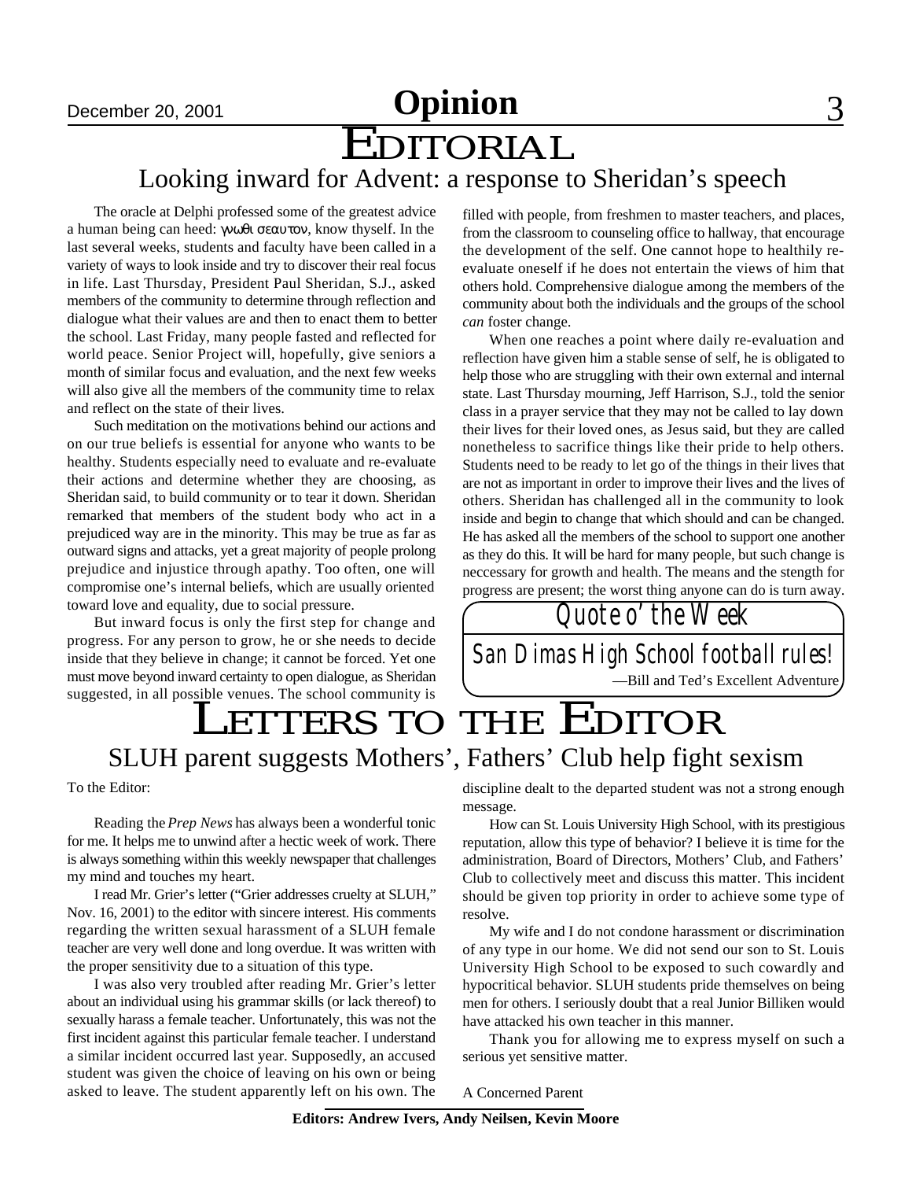# Opinion

## EDITORIAL

### Looking inward for Advent: a response to Sheridan's speech

The oracle at Delphi professed some of the greatest advice a human being can heed: γνωθι σεαυτον, know thyself. In the last several weeks, students and faculty have been called in a variety of ways to look inside and try to discover their real focus in life. Last Thursday, President Paul Sheridan, S.J., asked members of the community to determine through reflection and dialogue what their values are and then to enact them to better the school. Last Friday, many people fasted and reflected for world peace. Senior Project will, hopefully, give seniors a month of similar focus and evaluation, and the next few weeks will also give all the members of the community time to relax and reflect on the state of their lives.

Such meditation on the motivations behind our actions and on our true beliefs is essential for anyone who wants to be healthy. Students especially need to evaluate and re-evaluate their actions and determine whether they are choosing, as Sheridan said, to build community or to tear it down. Sheridan remarked that members of the student body who act in a prejudiced way are in the minority. This may be true as far as outward signs and attacks, yet a great majority of people prolong prejudice and injustice through apathy. Too often, one will compromise one's internal beliefs, which are usually oriented toward love and equality, due to social pressure.

But inward focus is only the first step for change and progress. For any person to grow, he or she needs to decide inside that they believe in change; it cannot be forced. Yet one must move beyond inward certainty to open dialogue, as Sheridan suggested, in all possible venues. The school community is filled with people, from freshmen to master teachers, and places, from the classroom to counseling office to hallway, that encourage the development of the self. One cannot hope to healthily re-evaluate oneself if he does not entertain the views of him that others hold. Comprehensive dialogue among the members of the community about both the individuals and the groups of the school *can* foster change.

When one reaches a point where daily re-evaluation and reflection have given him a stable sense of self, he is obligated to help those who are struggling with their own external and internal state. Last Thursday mourning, Jeff Harrison, S.J., told the senior class in a prayer service that they may not be called to lay down their lives for their loved ones, as Jesus said, but they are called nonetheless to sacrifice things like their pride to help others. Students need to be ready to let go of the things in their lives that are not as important in order to improve their lives and the lives of others. Sheridan has challenged all in the community to look inside and begin to change that which should and can be changed. He has asked all the members of the school to support one another as they do this. It will be hard for many people, but such change is neccessary for growth and health. The means and the stength for progress are present; the worst thing anyone can do is turn away.

**Quote o' the Week**

San Dimas High School football rules!

—Bill and Ted's Excellent Adventure

## LETTERS TO THE EDITOR

### SLUH parent suggests Mothers', Fathers' Club help fight sexism

To the Editor:

Reading the *Prep News* has always been a wonderful tonic for me. It helps me to unwind after a hectic week of work. There is always something within this weekly newspaper that challenges my mind and touches my heart.

I read Mr. Grier's letter ("Grier addresses cruelty at SLUH," Nov. 16, 2001) to the editor with sincere interest. His comments regarding the written sexual harassment of a SLUH female teacher are very well done and long overdue. It was written with the proper sensitivity due to a situation of this type.

I was also very troubled after reading Mr. Grier's letter about an individual using his grammar skills (or lack thereof) to sexually harass a female teacher. Unfortunately, this was not the first incident against this particular female teacher. I understand a similar incident occurred last year. Supposedly, an accused student was given the choice of leaving on his own or being asked to leave. The student apparently left on his own. The discipline dealt to the departed student was not a strong enough message.

How can St. Louis University High School, with its prestigious reputation, allow this type of behavior? I believe it is time for the administration, Board of Directors, Mothers' Club, and Fathers' Club to collectively meet and discuss this matter. This incident should be given top priority in order to achieve some type of resolve.

My wife and I do not condone harassment or discrimination of any type in our home. We did not send our son to St. Louis University High School to be exposed to such cowardly and hypocritical behavior. SLUH students pride themselves on being men for others. I seriously doubt that a real Junior Billiken would have attacked his own teacher in this manner.

Thank you for allowing me to express myself on such a serious yet sensitive matter.

A Concerned Parent

**Editors: Andrew Ivers, Andy Neilsen, Kevin Moore**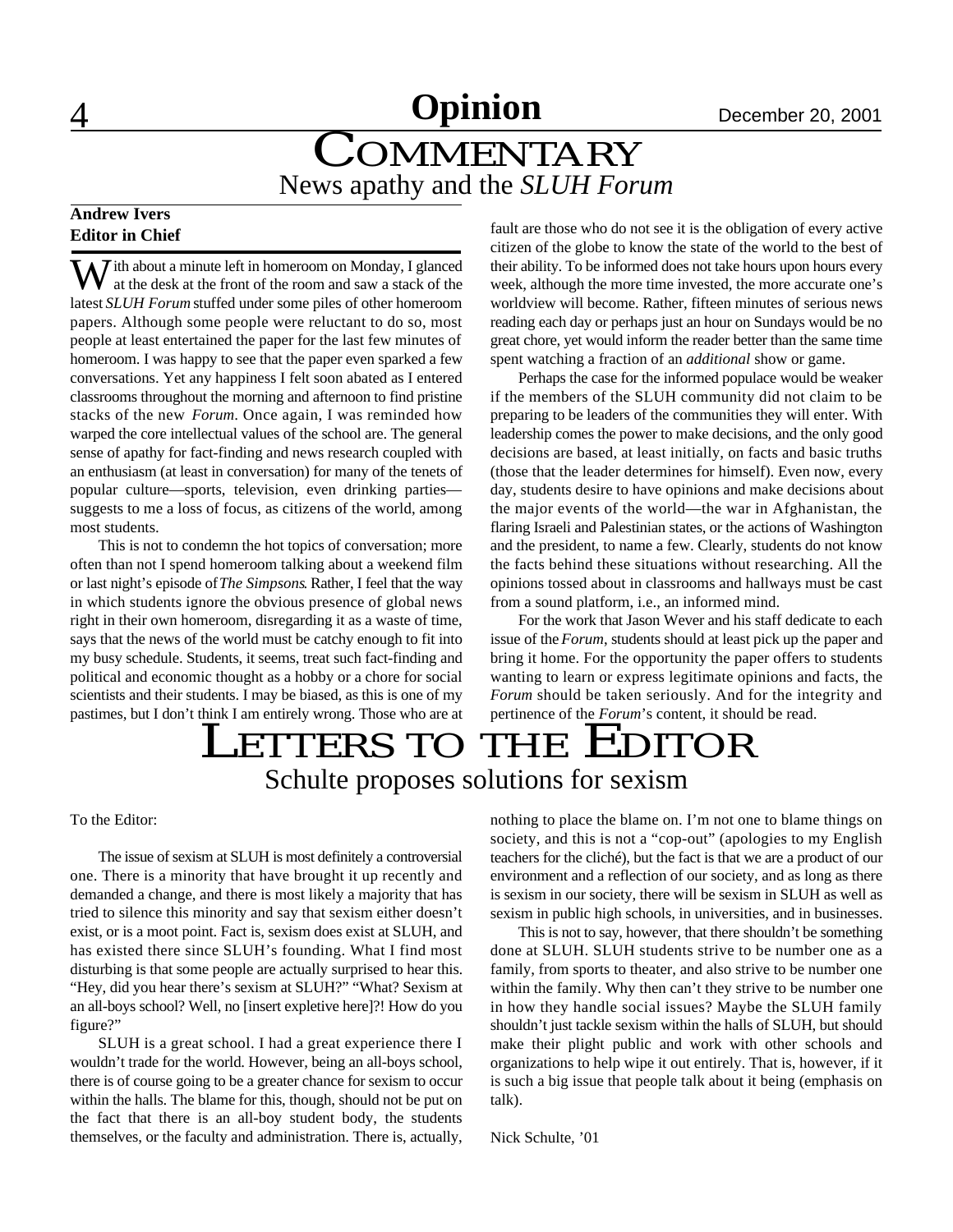# Commentary

## News apathy and the *SLUH Forum*

**Andrew Ivers**
**Editor in Chief**

With about a minute left in homeroom on Monday, I glanced at the desk at the front of the room and saw a stack of the latest *SLUH Forum* stuffed under some piles of other homeroom papers. Although some people were reluctant to do so, most people at least entertained the paper for the last few minutes of homeroom. I was happy to see that the paper even sparked a few conversations. Yet any happiness I felt soon abated as I entered classrooms throughout the morning and afternoon to find pristine stacks of the new *Forum*. Once again, I was reminded how warped the core intellectual values of the school are. The general sense of apathy for fact-finding and news research coupled with an enthusiasm (at least in conversation) for many of the tenets of popular culture—sports, television, even drinking parties—suggests to me a loss of focus, as citizens of the world, among most students.

This is not to condemn the hot topics of conversation; more often than not I spend homeroom talking about a weekend film or last night's episode of *The Simpsons*. Rather, I feel that the way in which students ignore the obvious presence of global news right in their own homeroom, disregarding it as a waste of time, says that the news of the world must be catchy enough to fit into my busy schedule. Students, it seems, treat such fact-finding and political and economic thought as a hobby or a chore for social scientists and their students. I may be biased, as this is one of my pastimes, but I don't think I am entirely wrong. Those who are at fault are those who do not see it is the obligation of every active citizen of the globe to know the state of the world to the best of their ability. To be informed does not take hours upon hours every week, although the more time invested, the more accurate one's worldview will become. Rather, fifteen minutes of serious news reading each day or perhaps just an hour on Sundays would be no great chore, yet would inform the reader better than the same time spent watching a fraction of an *additional* show or game.

Perhaps the case for the informed populace would be weaker if the members of the SLUH community did not claim to be preparing to be leaders of the communities they will enter. With leadership comes the power to make decisions, and the only good decisions are based, at least initially, on facts and basic truths (those that the leader determines for himself). Even now, every day, students desire to have opinions and make decisions about the major events of the world—the war in Afghanistan, the flaring Israeli and Palestinian states, or the actions of Washington and the president, to name a few. Clearly, students do not know the facts behind these situations without researching. All the opinions tossed about in classrooms and hallways must be cast from a sound platform, i.e., an informed mind.

For the work that Jason Wever and his staff dedicate to each issue of the *Forum*, students should at least pick up the paper and bring it home. For the opportunity the paper offers to students wanting to learn or express legitimate opinions and facts, the *Forum* should be taken seriously. And for the integrity and pertinence of the *Forum*'s content, it should be read.

# Letters to the Editor

## Schulte proposes solutions for sexism

To the Editor:

The issue of sexism at SLUH is most definitely a controversial one. There is a minority that have brought it up recently and demanded a change, and there is most likely a majority that has tried to silence this minority and say that sexism either doesn't exist, or is a moot point. Fact is, sexism does exist at SLUH, and has existed there since SLUH's founding. What I find most disturbing is that some people are actually surprised to hear this. "Hey, did you hear there's sexism at SLUH?" "What? Sexism at an all-boys school? Well, no [insert expletive here]?! How do you figure?"

SLUH is a great school. I had a great experience there I wouldn't trade for the world. However, being an all-boys school, there is of course going to be a greater chance for sexism to occur within the halls. The blame for this, though, should not be put on the fact that there is an all-boy student body, the students themselves, or the faculty and administration. There is, actually, nothing to place the blame on. I'm not one to blame things on society, and this is not a "cop-out" (apologies to my English teachers for the cliché), but the fact is that we are a product of our environment and a reflection of our society, and as long as there is sexism in our society, there will be sexism in SLUH as well as sexism in public high schools, in universities, and in businesses.

This is not to say, however, that there shouldn't be something done at SLUH. SLUH students strive to be number one as a family, from sports to theater, and also strive to be number one within the family. Why then can't they strive to be number one in how they handle social issues? Maybe the SLUH family shouldn't just tackle sexism within the halls of SLUH, but should make their plight public and work with other schools and organizations to help wipe it out entirely. That is, however, if it is such a big issue that people talk about it being (emphasis on talk).

Nick Schulte, '01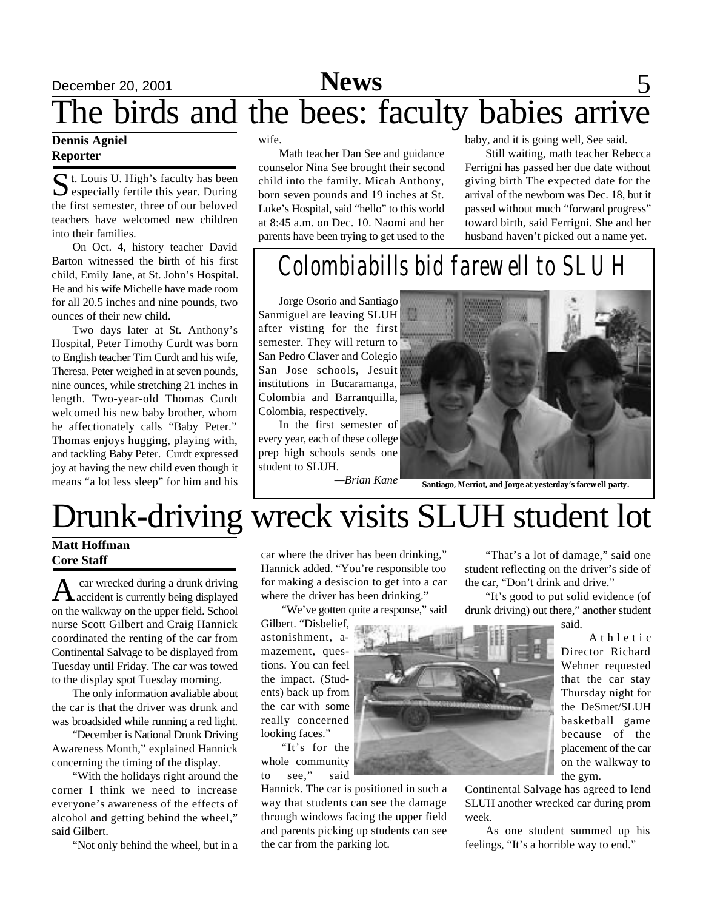# The birds and the bees: faculty babies arrive

**Dennis Agniel**
**Reporter**

St. Louis U. High's faculty has been especially fertile this year. During the first semester, three of our beloved teachers have welcomed new children into their families.

On Oct. 4, history teacher David Barton witnessed the birth of his first child, Emily Jane, at St. John's Hospital. He and his wife Michelle have made room for all 20.5 inches and nine pounds, two ounces of their new child.

Two days later at St. Anthony's Hospital, Peter Timothy Curdt was born to English teacher Tim Curdt and his wife, Theresa. Peter weighed in at seven pounds, nine ounces, while stretching 21 inches in length. Two-year-old Thomas Curdt welcomed his new baby brother, whom he affectionately calls "Baby Peter." Thomas enjoys hugging, playing with, and tackling Baby Peter. Curdt expressed joy at having the new child even though it means "a lot less sleep" for him and his wife.

Math teacher Dan See and guidance counselor Nina See brought their second child into the family. Micah Anthony, born seven pounds and 19 inches at St. Luke's Hospital, said "hello" to this world at 8:45 a.m. on Dec. 10. Naomi and her parents have been trying to get used to the baby, and it is going well, See said.

Still waiting, math teacher Rebecca Ferrigni has passed her due date without giving birth The expected date for the arrival of the newborn was Dec. 18, but it passed without much "forward progress" toward birth, said Ferrigni. She and her husband haven't picked out a name yet.

## Colombiabills bid farewell to SLUH

Jorge Osorio and Santiago Sanmiguel are leaving SLUH after visting for the first semester. They will return to San Pedro Claver and Colegio San Jose schools, Jesuit institutions in Bucaramanga, Colombia and Barranquilla, Colombia, respectively.

In the first semester of every year, each of these college prep high schools sends one student to SLUH.

*—Brian Kane*

**Santiago, Merriot, and Jorge at yesterday's farewell party.**

# Drunk-driving wreck visits SLUH student lot

**Matt Hoffman**
**Core Staff**

A car wrecked during a drunk driving accident is currently being displayed on the walkway on the upper field. School nurse Scott Gilbert and Craig Hannick coordinated the renting of the car from Continental Salvage to be displayed from Tuesday until Friday. The car was towed to the display spot Tuesday morning.

The only information avaliable about the car is that the driver was drunk and was broadsided while running a red light.

"December is National Drunk Driving Awareness Month," explained Hannick concerning the timing of the display.

"With the holidays right around the corner I think we need to increase everyone's awareness of the effects of alcohol and getting behind the wheel," said Gilbert.

"Not only behind the wheel, but in a car where the driver has been drinking," Hannick added. "You're responsible too for making a desiscion to get into a car where the driver has been drinking."

"We've gotten quite a response," said Gilbert. "Disbelief, astonishment, amazement, questions. You can feel the impact. (Students) back up from the car with some really concerned looking faces."

"It's for the whole community to see," said Hannick. The car is positioned in such a way that students can see the damage through windows facing the upper field and parents picking up students can see the car from the parking lot.

"That's a lot of damage," said one student reflecting on the driver's side of the car, "Don't drink and drive."

"It's good to put solid evidence (of drunk driving) out there," another student said.

Athletic Director Richard Wehner requested that the car stay Thursday night for the DeSmet/SLUH basketball game because of the placement of the car on the walkway to the gym.

Continental Salvage has agreed to lend SLUH another wrecked car during prom week.

As one student summed up his feelings, "It's a horrible way to end."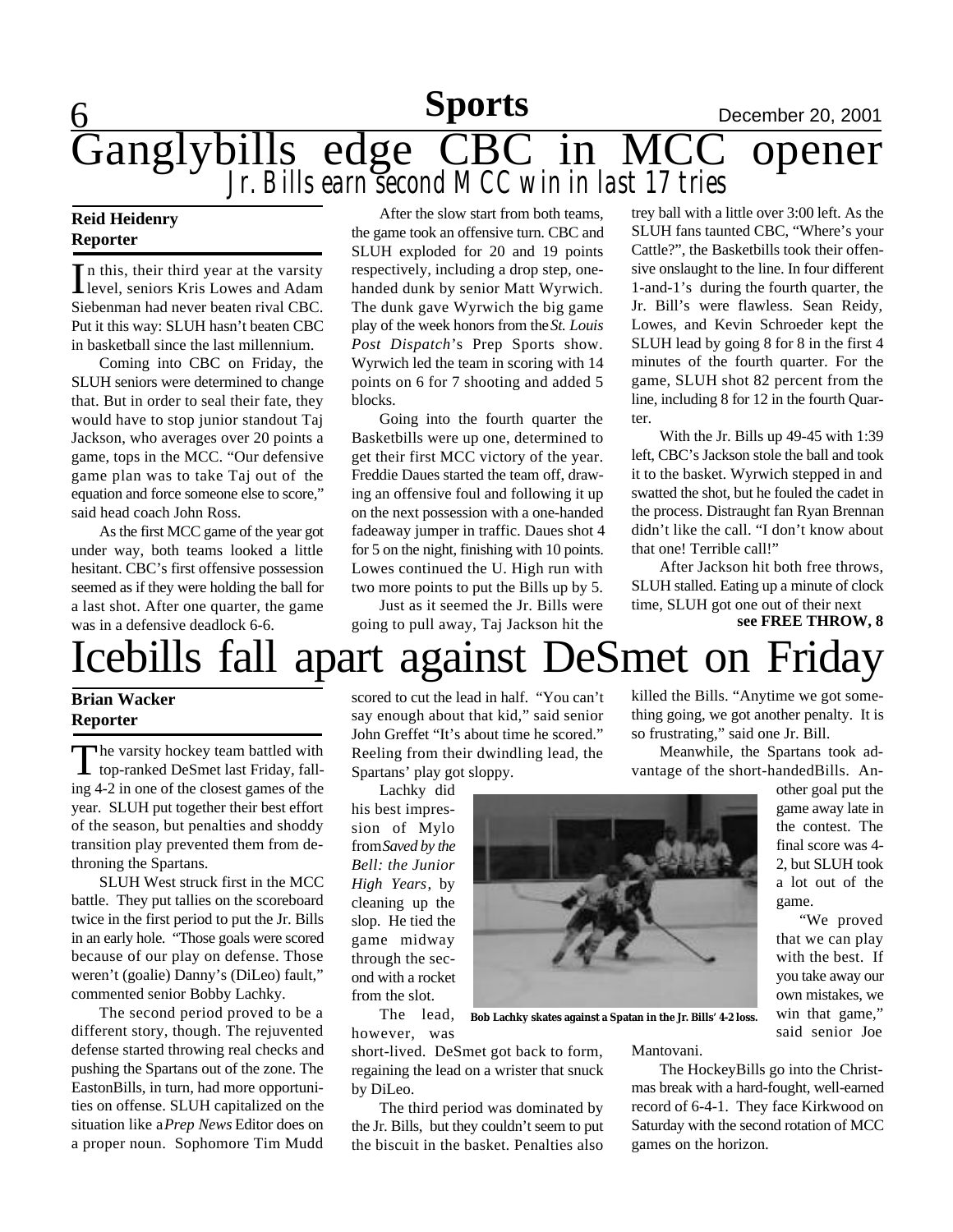# Ganglybills edge CBC in MCC opener

## *Jr. Bills earn second MCC win in last 17 tries*

**Reid Heidenry**
**Reporter**

In this, their third year at the varsity level, seniors Kris Lowes and Adam Siebenman had never beaten rival CBC. Put it this way: SLUH hasn't beaten CBC in basketball since the last millennium.

Coming into CBC on Friday, the SLUH seniors were determined to change that. But in order to seal their fate, they would have to stop junior standout Taj Jackson, who averages over 20 points a game, tops in the MCC. "Our defensive game plan was to take Taj out of the equation and force someone else to score," said head coach John Ross.

As the first MCC game of the year got under way, both teams looked a little hesitant. CBC's first offensive possession seemed as if they were holding the ball for a last shot. After one quarter, the game was in a defensive deadlock 6-6.

After the slow start from both teams, the game took an offensive turn. CBC and SLUH exploded for 20 and 19 points respectively, including a drop step, one-handed dunk by senior Matt Wyrwich. The dunk gave Wyrwich the big game play of the week honors from the *St. Louis Post Dispatch*'s Prep Sports show. Wyrwich led the team in scoring with 14 points on 6 for 7 shooting and added 5 blocks.

Going into the fourth quarter the Basketbills were up one, determined to get their first MCC victory of the year. Freddie Daues started the team off, drawing an offensive foul and following it up on the next possession with a one-handed fadeaway jumper in traffic. Daues shot 4 for 5 on the night, finishing with 10 points. Lowes continued the U. High run with two more points to put the Bills up by 5.

Just as it seemed the Jr. Bills were going to pull away, Taj Jackson hit the trey ball with a little over 3:00 left. As the SLUH fans taunted CBC, "Where's your Cattle?", the Basketbills took their offensive onslaught to the line. In four different 1-and-1's during the fourth quarter, the Jr. Bill's were flawless. Sean Reidy, Lowes, and Kevin Schroeder kept the SLUH lead by going 8 for 8 in the first 4 minutes of the fourth quarter. For the game, SLUH shot 82 percent from the line, including 8 for 12 in the fourth Quarter.

With the Jr. Bills up 49-45 with 1:39 left, CBC's Jackson stole the ball and took it to the basket. Wyrwich stepped in and swatted the shot, but he fouled the cadet in the process. Distraught fan Ryan Brennan didn't like the call. "I don't know about that one! Terrible call!"

After Jackson hit both free throws, SLUH stalled. Eating up a minute of clock time, SLUH got one out of their next

**see FREE THROW, 8**

# Icebills fall apart against DeSmet on Friday

**Brian Wacker**
**Reporter**

The varsity hockey team battled with top-ranked DeSmet last Friday, falling 4-2 in one of the closest games of the year. SLUH put together their best effort of the season, but penalties and shoddy transition play prevented them from dethroning the Spartans.

SLUH West struck first in the MCC battle. They put tallies on the scoreboard twice in the first period to put the Jr. Bills in an early hole. "Those goals were scored because of our play on defense. Those weren't (goalie) Danny's (DiLeo) fault," commented senior Bobby Lachky.

The second period proved to be a different story, though. The rejuvented defense started throwing real checks and pushing the Spartans out of the zone. The EastonBills, in turn, had more opportunities on offense. SLUH capitalized on the situation like a *Prep News* Editor does on a proper noun. Sophomore Tim Mudd scored to cut the lead in half. "You can't say enough about that kid," said senior John Greffet "It's about time he scored." Reeling from their dwindling lead, the Spartans' play got sloppy.

Lachky did his best impression of Mylo from *Saved by the Bell: the Junior High Years*, by cleaning up the slop. He tied the game midway through the second with a rocket from the slot.

The lead, however, was short-lived. DeSmet got back to form, regaining the lead on a wrister that snuck by DiLeo.

The third period was dominated by the Jr. Bills, but they couldn't seem to put the biscuit in the basket. Penalties also killed the Bills. "Anytime we got something going, we got another penalty. It is so frustrating," said one Jr. Bill.

Meanwhile, the Spartans took advantage of the short-handedBills. Another goal put the game away late in the contest. The final score was 4-2, but SLUH took a lot out of the game.

"We proved that we can play with the best. If you take away our own mistakes, we win that game," said senior Joe Mantovani.

The HockeyBills go into the Christmas break with a hard-fought, well-earned record of 6-4-1. They face Kirkwood on Saturday with the second rotation of MCC games on the horizon.

**Bob Lachky skates against a Spatan in the Jr. Bills' 4-2 loss.**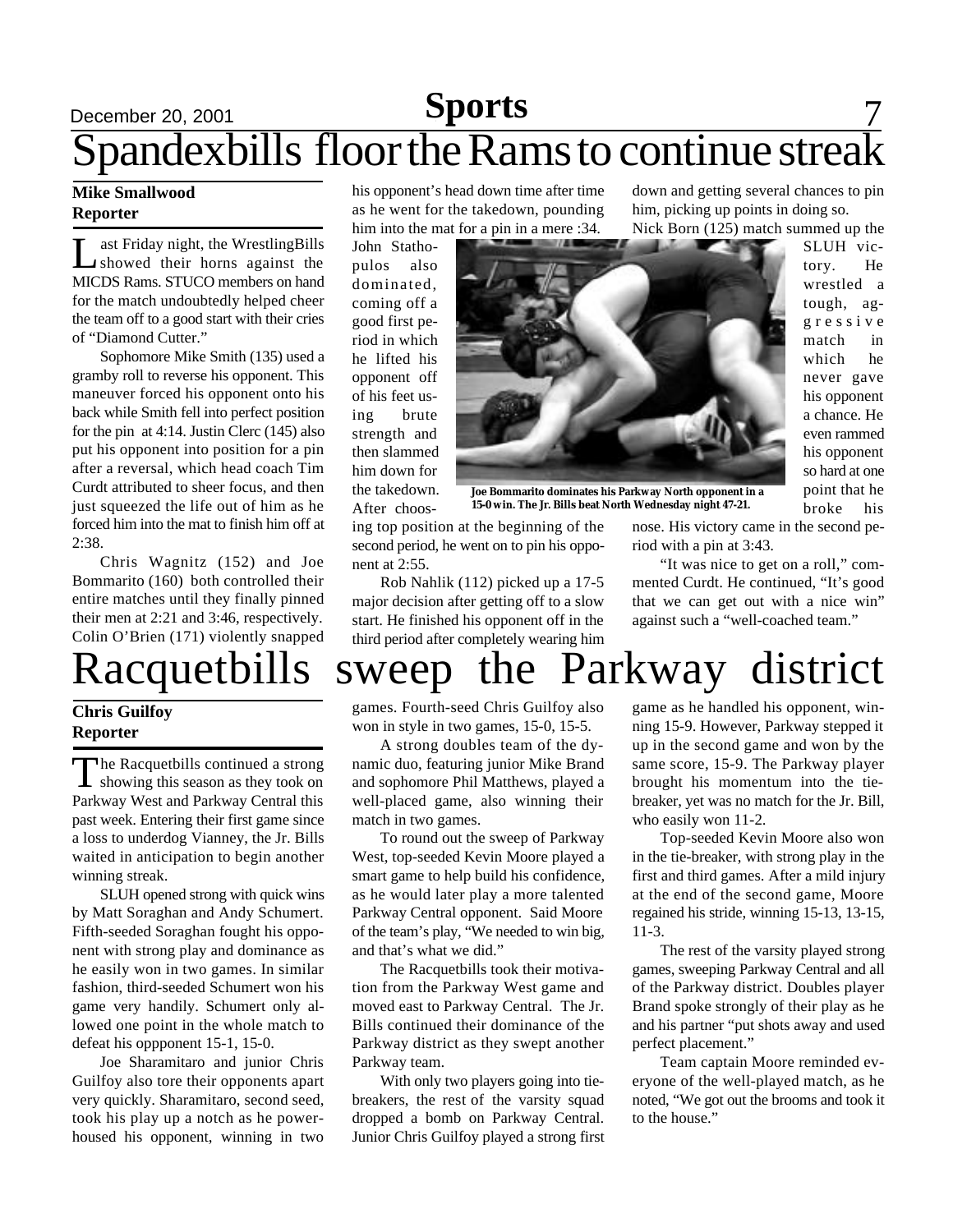# Spandexbills floor the Rams to continue streak

**Mike Smallwood**
**Reporter**

Last Friday night, the WrestlingBills showed their horns against the MICDS Rams. STUCO members on hand for the match undoubtedly helped cheer the team off to a good start with their cries of "Diamond Cutter."

Sophomore Mike Smith (135) used a gramby roll to reverse his opponent. This maneuver forced his opponent onto his back while Smith fell into perfect position for the pin at 4:14. Justin Clerc (145) also put his opponent into position for a pin after a reversal, which head coach Tim Curdt attributed to sheer focus, and then just squeezed the life out of him as he forced him into the mat to finish him off at 2:38.

Chris Wagnitz (152) and Joe Bommarito (160) both controlled their entire matches until they finally pinned their men at 2:21 and 3:46, respectively. Colin O'Brien (171) violently snapped his opponent's head down time after time as he went for the takedown, pounding him into the mat for a pin in a mere :34.

John Stathopulos also dominated, coming off a good first period in which he lifted his opponent off of his feet using brute strength and then slammed him down for the takedown. After choosing top position at the beginning of the second period, he went on to pin his opponent at 2:55.

Joe Bommarito dominates his Parkway North opponent in a 15-0 win. The Jr. Bills beat North Wednesday night 47-21.

Rob Nahlik (112) picked up a 17-5 major decision after getting off to a slow start. He finished his opponent off in the third period after completely wearing him down and getting several chances to pin him, picking up points in doing so.

Nick Born (125) match summed up the SLUH victory. He wrestled a tough, aggressive match in which he never gave his opponent a chance. He even rammed his opponent so hard at one point that he broke his nose. His victory came in the second period with a pin at 3:43.

"It was nice to get on a roll," commented Curdt. He continued, "It's good that we can get out with a nice win" against such a "well-coached team."

# Racquetbills sweep the Parkway district

**Chris Guilfoy**
**Reporter**

The Racquetbills continued a strong showing this season as they took on Parkway West and Parkway Central this past week. Entering their first game since a loss to underdog Vianney, the Jr. Bills waited in anticipation to begin another winning streak.

SLUH opened strong with quick wins by Matt Soraghan and Andy Schumert. Fifth-seeded Soraghan fought his opponent with strong play and dominance as he easily won in two games. In similar fashion, third-seeded Schumert won his game very handily. Schumert only allowed one point in the whole match to defeat his oppponent 15-1, 15-0.

Joe Sharamitaro and junior Chris Guilfoy also tore their opponents apart very quickly. Sharamitaro, second seed, took his play up a notch as he powerhoused his opponent, winning in two games. Fourth-seed Chris Guilfoy also won in style in two games, 15-0, 15-5.

A strong doubles team of the dynamic duo, featuring junior Mike Brand and sophomore Phil Matthews, played a well-placed game, also winning their match in two games.

To round out the sweep of Parkway West, top-seeded Kevin Moore played a smart game to help build his confidence, as he would later play a more talented Parkway Central opponent. Said Moore of the team's play, "We needed to win big, and that's what we did."

The Racquetbills took their motivation from the Parkway West game and moved east to Parkway Central. The Jr. Bills continued their dominance of the Parkway district as they swept another Parkway team.

With only two players going into tiebreakers, the rest of the varsity squad dropped a bomb on Parkway Central. Junior Chris Guilfoy played a strong first game as he handled his opponent, winning 15-9. However, Parkway stepped it up in the second game and won by the same score, 15-9. The Parkway player brought his momentum into the tiebreaker, yet was no match for the Jr. Bill, who easily won 11-2.

Top-seeded Kevin Moore also won in the tie-breaker, with strong play in the first and third games. After a mild injury at the end of the second game, Moore regained his stride, winning 15-13, 13-15, 11-3.

The rest of the varsity played strong games, sweeping Parkway Central and all of the Parkway district. Doubles player Brand spoke strongly of their play as he and his partner "put shots away and used perfect placement."

Team captain Moore reminded everyone of the well-played match, as he noted, "We got out the brooms and took it to the house."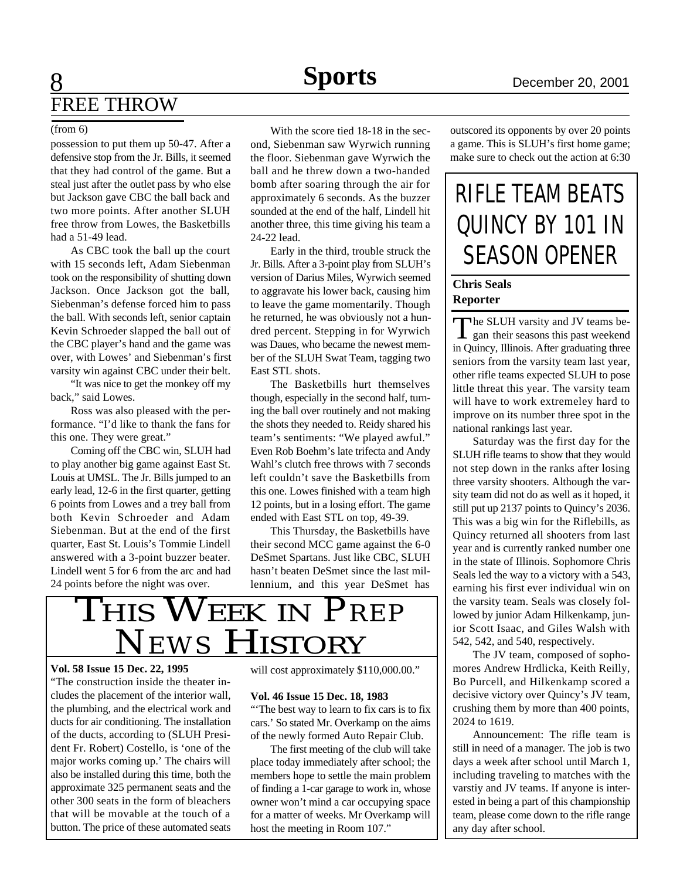# FREE THROW

(from 6)

possession to put them up 50-47. After a defensive stop from the Jr. Bills, it seemed that they had control of the game. But a steal just after the outlet pass by who else but Jackson gave CBC the ball back and two more points. After another SLUH free throw from Lowes, the Basketbills had a 51-49 lead.

As CBC took the ball up the court with 15 seconds left, Adam Siebenman took on the responsibility of shutting down Jackson. Once Jackson got the ball, Siebenman's defense forced him to pass the ball. With seconds left, senior captain Kevin Schroeder slapped the ball out of the CBC player's hand and the game was over, with Lowes' and Siebenman's first varsity win against CBC under their belt.

"It was nice to get the monkey off my back," said Lowes.

Ross was also pleased with the performance. "I'd like to thank the fans for this one. They were great."

Coming off the CBC win, SLUH had to play another big game against East St. Louis at UMSL. The Jr. Bills jumped to an early lead, 12-6 in the first quarter, getting 6 points from Lowes and a trey ball from both Kevin Schroeder and Adam Siebenman. But at the end of the first quarter, East St. Louis's Tommie Lindell answered with a 3-point buzzer beater. Lindell went 5 for 6 from the arc and had 24 points before the night was over.

With the score tied 18-18 in the second, Siebenman saw Wyrwich running the floor. Siebenman gave Wyrwich the ball and he threw down a two-handed bomb after soaring through the air for approximately 6 seconds. As the buzzer sounded at the end of the half, Lindell hit another three, this time giving his team a 24-22 lead.

Early in the third, trouble struck the Jr. Bills. After a 3-point play from SLUH's version of Darius Miles, Wyrwich seemed to aggravate his lower back, causing him to leave the game momentarily. Though he returned, he was obviously not a hundred percent. Stepping in for Wyrwich was Daues, who became the newest member of the SLUH Swat Team, tagging two East STL shots.

The Basketbills hurt themselves though, especially in the second half, turning the ball over routinely and not making the shots they needed to. Reidy shared his team's sentiments: "We played awful." Even Rob Boehm's late trifecta and Andy Wahl's clutch free throws with 7 seconds left couldn't save the Basketbills from this one. Lowes finished with a team high 12 points, but in a losing effort. The game ended with East STL on top, 49-39.

This Thursday, the Basketbills have their second MCC game against the 6-0 DeSmet Spartans. Just like CBC, SLUH hasn't beaten DeSmet since the last millennium, and this year DeSmet has outscored its opponents by over 20 points a game. This is SLUH's first home game; make sure to check out the action at 6:30

# THIS WEEK IN PREP NEWS HISTORY

**Vol. 58 Issue 15 Dec. 22, 1995**

"The construction inside the theater includes the placement of the interior wall, the plumbing, and the electrical work and ducts for air conditioning. The installation of the ducts, according to (SLUH President Fr. Robert) Costello, is 'one of the major works coming up.' The chairs will also be installed during this time, both the approximate 325 permanent seats and the other 300 seats in the form of bleachers that will be movable at the touch of a button. The price of these automated seats will cost approximately $110,000.00."

**Vol. 46 Issue 15 Dec. 18, 1983**

"'The best way to learn to fix cars is to fix cars.' So stated Mr. Overkamp on the aims of the newly formed Auto Repair Club.

The first meeting of the club will take place today immediately after school; the members hope to settle the main problem of finding a 1-car garage to work in, whose owner won't mind a car occupying space for a matter of weeks. Mr Overkamp will host the meeting in Room 107."

# RIFLE TEAM BEATS QUINCY BY 101 IN SEASON OPENER

**Chris Seals**
**Reporter**

The SLUH varsity and JV teams began their seasons this past weekend in Quincy, Illinois. After graduating three seniors from the varsity team last year, other rifle teams expected SLUH to pose little threat this year. The varsity team will have to work extremeley hard to improve on its number three spot in the national rankings last year.

Saturday was the first day for the SLUH rifle teams to show that they would not step down in the ranks after losing three varsity shooters. Although the varsity team did not do as well as it hoped, it still put up 2137 points to Quincy's 2036. This was a big win for the Riflebills, as Quincy returned all shooters from last year and is currently ranked number one in the state of Illinois. Sophomore Chris Seals led the way to a victory with a 543, earning his first ever individual win on the varsity team. Seals was closely followed by junior Adam Hilkenkamp, junior Scott Isaac, and Giles Walsh with 542, 542, and 540, respectively.

The JV team, composed of sophomores Andrew Hrdlicka, Keith Reilly, Bo Purcell, and Hilkenkamp scored a decisive victory over Quincy's JV team, crushing them by more than 400 points, 2024 to 1619.

Announcement: The rifle team is still in need of a manager. The job is two days a week after school until March 1, including traveling to matches with the varstiy and JV teams. If anyone is interested in being a part of this championship team, please come down to the rifle range any day after school.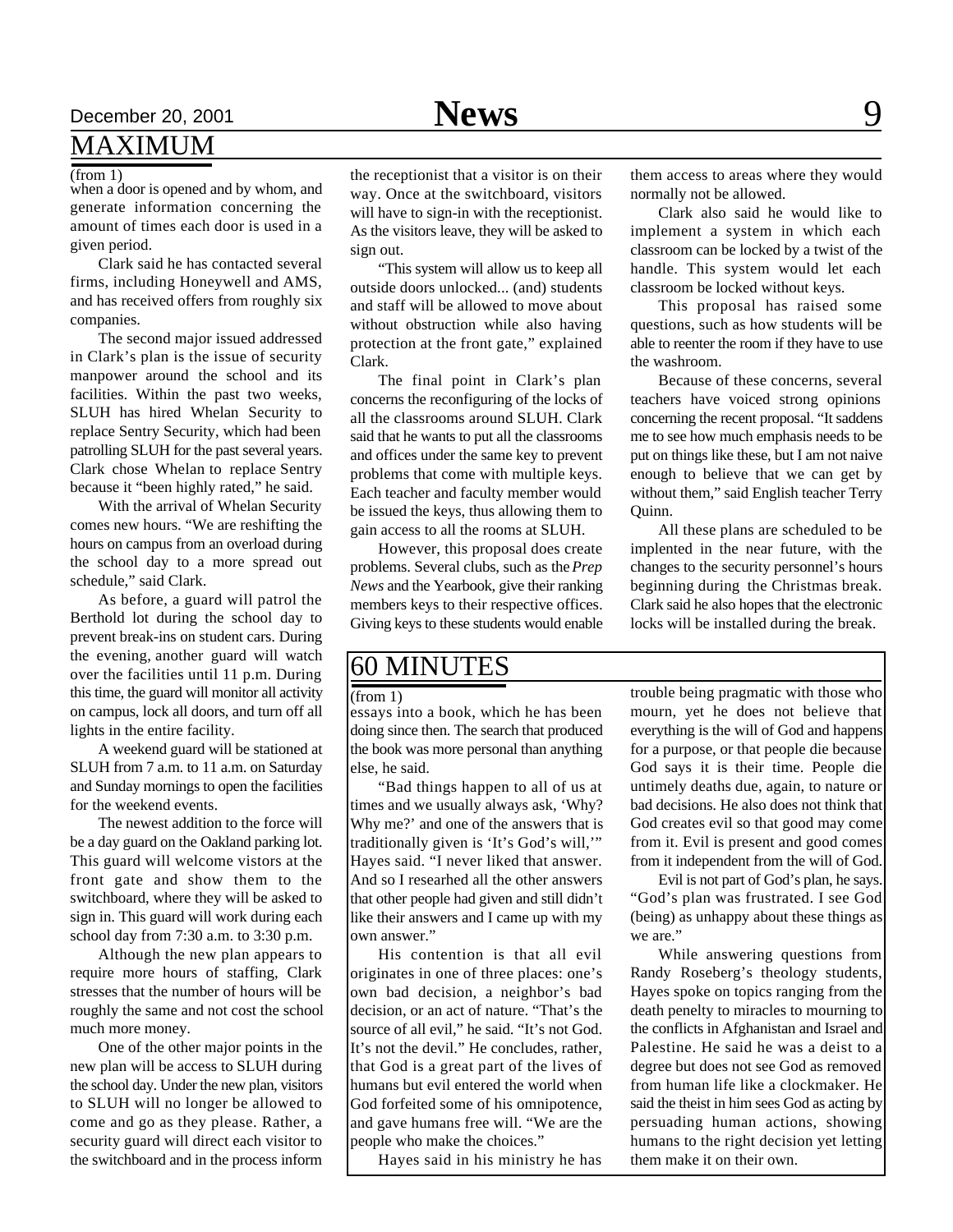## MAXIMUM

(from 1)

when a door is opened and by whom, and generate information concerning the amount of times each door is used in a given period.

Clark said he has contacted several firms, including Honeywell and AMS, and has received offers from roughly six companies.

The second major issued addressed in Clark's plan is the issue of security manpower around the school and its facilities. Within the past two weeks, SLUH has hired Whelan Security to replace Sentry Security, which had been patrolling SLUH for the past several years. Clark chose Whelan to replace Sentry because it "been highly rated," he said.

With the arrival of Whelan Security comes new hours. "We are reshifting the hours on campus from an overload during the school day to a more spread out schedule," said Clark.

As before, a guard will patrol the Berthold lot during the school day to prevent break-ins on student cars. During the evening, another guard will watch over the facilities until 11 p.m. During this time, the guard will monitor all activity on campus, lock all doors, and turn off all lights in the entire facility.

A weekend guard will be stationed at SLUH from 7 a.m. to 11 a.m. on Saturday and Sunday mornings to open the facilities for the weekend events.

The newest addition to the force will be a day guard on the Oakland parking lot. This guard will welcome vistors at the front gate and show them to the switchboard, where they will be asked to sign in. This guard will work during each school day from 7:30 a.m. to 3:30 p.m.

Although the new plan appears to require more hours of staffing, Clark stresses that the number of hours will be roughly the same and not cost the school much more money.

One of the other major points in the new plan will be access to SLUH during the school day. Under the new plan, visitors to SLUH will no longer be allowed to come and go as they please. Rather, a security guard will direct each visitor to the switchboard and in the process inform the receptionist that a visitor is on their way. Once at the switchboard, visitors will have to sign-in with the receptionist. As the visitors leave, they will be asked to sign out.

"This system will allow us to keep all outside doors unlocked... (and) students and staff will be allowed to move about without obstruction while also having protection at the front gate," explained Clark.

The final point in Clark's plan concerns the reconfiguring of the locks of all the classrooms around SLUH. Clark said that he wants to put all the classrooms and offices under the same key to prevent problems that come with multiple keys. Each teacher and faculty member would be issued the keys, thus allowing them to gain access to all the rooms at SLUH.

However, this proposal does create problems. Several clubs, such as the *Prep News* and the Yearbook, give their ranking members keys to their respective offices. Giving keys to these students would enable them access to areas where they would normally not be allowed.

Clark also said he would like to implement a system in which each classroom can be locked by a twist of the handle. This system would let each classroom be locked without keys.

This proposal has raised some questions, such as how students will be able to reenter the room if they have to use the washroom.

Because of these concerns, several teachers have voiced strong opinions concerning the recent proposal. "It saddens me to see how much emphasis needs to be put on things like these, but I am not naive enough to believe that we can get by without them," said English teacher Terry Quinn.

All these plans are scheduled to be implented in the near future, with the changes to the security personnel's hours beginning during the Christmas break. Clark said he also hopes that the electronic locks will be installed during the break.

## 60 MINUTES

(from 1)

essays into a book, which he has been doing since then. The search that produced the book was more personal than anything else, he said.

"Bad things happen to all of us at times and we usually always ask, 'Why? Why me?' and one of the answers that is traditionally given is 'It's God's will,'" Hayes said. "I never liked that answer. And so I researhed all the other answers that other people had given and still didn't like their answers and I came up with my own answer."

His contention is that all evil originates in one of three places: one's own bad decision, a neighbor's bad decision, or an act of nature. "That's the source of all evil," he said. "It's not God. It's not the devil." He concludes, rather, that God is a great part of the lives of humans but evil entered the world when God forfeited some of his omnipotence, and gave humans free will. "We are the people who make the choices."

Hayes said in his ministry he has trouble being pragmatic with those who mourn, yet he does not believe that everything is the will of God and happens for a purpose, or that people die because God says it is their time. People die untimely deaths due, again, to nature or bad decisions. He also does not think that God creates evil so that good may come from it. Evil is present and good comes from it independent from the will of God.

Evil is not part of God's plan, he says. "God's plan was frustrated. I see God (being) as unhappy about these things as we are."

While answering questions from Randy Roseberg's theology students, Hayes spoke on topics ranging from the death penelty to miracles to mourning to the conflicts in Afghanistan and Israel and Palestine. He said he was a deist to a degree but does not see God as removed from human life like a clockmaker. He said the theist in him sees God as acting by persuading human actions, showing humans to the right decision yet letting them make it on their own.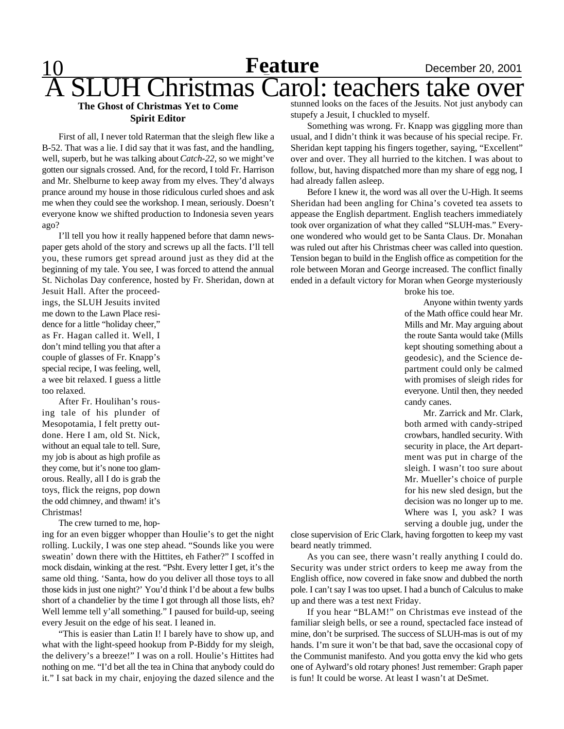# A SLUH Christmas Carol: teachers take over

**The Ghost of Christmas Yet to Come**
**Spirit Editor**

First of all, I never told Raterman that the sleigh flew like a B-52. That was a lie. I did say that it was fast, and the handling, well, superb, but he was talking about *Catch-22*, so we might've gotten our signals crossed. And, for the record, I told Fr. Harrison and Mr. Shelburne to keep away from my elves. They'd always prance around my house in those ridiculous curled shoes and ask me when they could see the workshop. I mean, seriously. Doesn't everyone know we shifted production to Indonesia seven years ago?

I'll tell you how it really happened before that damn newspaper gets ahold of the story and screws up all the facts. I'll tell you, these rumors get spread around just as they did at the beginning of my tale. You see, I was forced to attend the annual St. Nicholas Day conference, hosted by Fr. Sheridan, down at Jesuit Hall. After the proceedings, the SLUH Jesuits invited me down to the Lawn Place residence for a little "holiday cheer," as Fr. Hagan called it. Well, I don't mind telling you that after a couple of glasses of Fr. Knapp's special recipe, I was feeling, well, a wee bit relaxed. I guess a little too relaxed.

After Fr. Houlihan's rousing tale of his plunder of Mesopotamia, I felt pretty outdone. Here I am, old St. Nick, without an equal tale to tell. Sure, my job is about as high profile as they come, but it's none too glamorous. Really, all I do is grab the toys, flick the reigns, pop down the odd chimney, and thwam! it's Christmas!

The crew turned to me, hoping for an even bigger whopper than Houlie's to get the night rolling. Luckily, I was one step ahead. "Sounds like you were sweatin' down there with the Hittites, eh Father?" I scoffed in mock disdain, winking at the rest. "Psht. Every letter I get, it's the same old thing. 'Santa, how do you deliver all those toys to all those kids in just one night?' You'd think I'd be about a few bulbs short of a chandelier by the time I got through all those lists, eh? Well lemme tell y'all something." I paused for build-up, seeing every Jesuit on the edge of his seat. I leaned in.

"This is easier than Latin I! I barely have to show up, and what with the light-speed hookup from P-Biddy for my sleigh, the delivery's a breeze!" I was on a roll. Houlie's Hittites had nothing on me. "I'd bet all the tea in China that anybody could do it." I sat back in my chair, enjoying the dazed silence and the stunned looks on the faces of the Jesuits. Not just anybody can stupefy a Jesuit, I chuckled to myself.

Something was wrong. Fr. Knapp was giggling more than usual, and I didn't think it was because of his special recipe. Fr. Sheridan kept tapping his fingers together, saying, "Excellent" over and over. They all hurried to the kitchen. I was about to follow, but, having dispatched more than my share of egg nog, I had already fallen asleep.

Before I knew it, the word was all over the U-High. It seems Sheridan had been angling for China's coveted tea assets to appease the English department. English teachers immediately took over organization of what they called "SLUH-mas." Everyone wondered who would get to be Santa Claus. Dr. Monahan was ruled out after his Christmas cheer was called into question. Tension began to build in the English office as competition for the role between Moran and George increased. The conflict finally ended in a default victory for Moran when George mysteriously broke his toe.

Anyone within twenty yards of the Math office could hear Mr. Mills and Mr. May arguing about the route Santa would take (Mills kept shouting something about a geodesic), and the Science department could only be calmed with promises of sleigh rides for everyone. Until then, they needed candy canes.

Mr. Zarrick and Mr. Clark, both armed with candy-striped crowbars, handled security. With security in place, the Art department was put in charge of the sleigh. I wasn't too sure about Mr. Mueller's choice of purple for his new sled design, but the decision was no longer up to me. Where was I, you ask? I was serving a double jug, under the close supervision of Eric Clark, having forgotten to keep my vast beard neatly trimmed.

As you can see, there wasn't really anything I could do. Security was under strict orders to keep me away from the English office, now covered in fake snow and dubbed the north pole. I can't say I was too upset. I had a bunch of Calculus to make up and there was a test next Friday.

If you hear "BLAM!" on Christmas eve instead of the familiar sleigh bells, or see a round, spectacled face instead of mine, don't be surprised. The success of SLUH-mas is out of my hands. I'm sure it won't be that bad, save the occasional copy of the Communist manifesto. And you gotta envy the kid who gets one of Aylward's old rotary phones! Just remember: Graph paper is fun! It could be worse. At least I wasn't at DeSmet.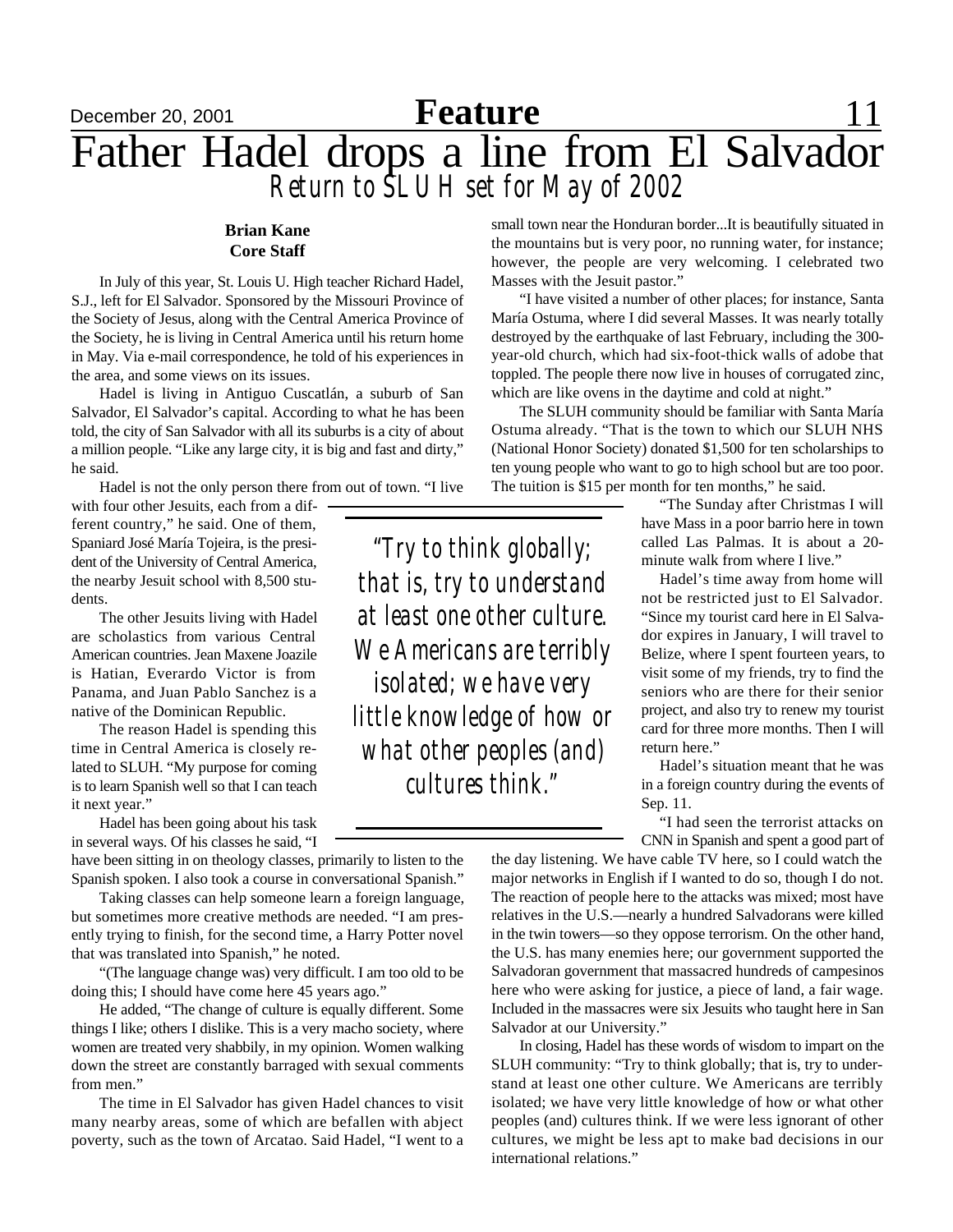# Father Hadel drops a line from El Salvador

## Return to SLUH set for May of 2002

**Brian Kane**
**Core Staff**

In July of this year, St. Louis U. High teacher Richard Hadel, S.J., left for El Salvador. Sponsored by the Missouri Province of the Society of Jesus, along with the Central America Province of the Society, he is living in Central America until his return home in May. Via e-mail correspondence, he told of his experiences in the area, and some views on its issues.

Hadel is living in Antiguo Cuscatlán, a suburb of San Salvador, El Salvador's capital. According to what he has been told, the city of San Salvador with all its suburbs is a city of about a million people. "Like any large city, it is big and fast and dirty," he said.

Hadel is not the only person there from out of town. "I live with four other Jesuits, each from a different country," he said. One of them, Spaniard José María Tojeira, is the president of the University of Central America, the nearby Jesuit school with 8,500 students.

The other Jesuits living with Hadel are scholastics from various Central American countries. Jean Maxene Joazile is Hatian, Everardo Victor is from Panama, and Juan Pablo Sanchez is a native of the Dominican Republic.

The reason Hadel is spending this time in Central America is closely related to SLUH. "My purpose for coming is to learn Spanish well so that I can teach it next year."

Hadel has been going about his task in several ways. Of his classes he said, "I have been sitting in on theology classes, primarily to listen to the Spanish spoken. I also took a course in conversational Spanish."

Taking classes can help someone learn a foreign language, but sometimes more creative methods are needed. "I am presently trying to finish, for the second time, a Harry Potter novel that was translated into Spanish," he noted.

"(The language change was) very difficult. I am too old to be doing this; I should have come here 45 years ago."

He added, "The change of culture is equally different. Some things I like; others I dislike. This is a very macho society, where women are treated very shabbily, in my opinion. Women walking down the street are constantly barraged with sexual comments from men."

The time in El Salvador has given Hadel chances to visit many nearby areas, some of which are befallen with abject poverty, such as the town of Arcatao. Said Hadel, "I went to a small town near the Honduran border...It is beautifully situated in the mountains but is very poor, no running water, for instance; however, the people are very welcoming. I celebrated two Masses with the Jesuit pastor."

"I have visited a number of other places; for instance, Santa María Ostuma, where I did several Masses. It was nearly totally destroyed by the earthquake of last February, including the 300-year-old church, which had six-foot-thick walls of corrugated adobe that toppled. The people there now live in houses of corrugated zinc, which are like ovens in the daytime and cold at night."

The SLUH community should be familiar with Santa María Ostuma already. "That is the town to which our SLUH NHS (National Honor Society) donated $1,500 for ten scholarships to ten young people who want to go to high school but are too poor. The tuition is $15 per month for ten months," he said.

"The Sunday after Christmas I will have Mass in a poor barrio here in town called Las Palmas. It is about a 20-minute walk from where I live."

Hadel's time away from home will not be restricted just to El Salvador. "Since my tourist card here in El Salvador expires in January, I will travel to Belize, where I spent fourteen years, to visit some of my friends, try to find the seniors who are there for their senior project, and also try to renew my tourist card for three more months. Then I will return here."

Hadel's situation meant that he was in a foreign country during the events of Sep. 11.

"I had seen the terrorist attacks on CNN in Spanish and spent a good part of the day listening. We have cable TV here, so I could watch the major networks in English if I wanted to do so, though I do not. The reaction of people here to the attacks was mixed; most have relatives in the U.S.—nearly a hundred Salvadorans were killed in the twin towers—so they oppose terrorism. On the other hand, the U.S. has many enemies here; our government supported the Salvadoran government that massacred hundreds of campesinos here who were asking for justice, a piece of land, a fair wage. Included in the massacres were six Jesuits who taught here in San Salvador at our University."

In closing, Hadel has these words of wisdom to impart on the SLUH community: "Try to think globally; that is, try to understand at least one other culture. We Americans are terribly isolated; we have very little knowledge of how or what other peoples (and) cultures think. If we were less ignorant of other cultures, we might be less apt to make bad decisions in our international relations."

> *"Try to think globally; that is, try to understand at least one other culture. We Americans are terribly isolated; we have very little knowledge of how or what other peoples (and) cultures think."*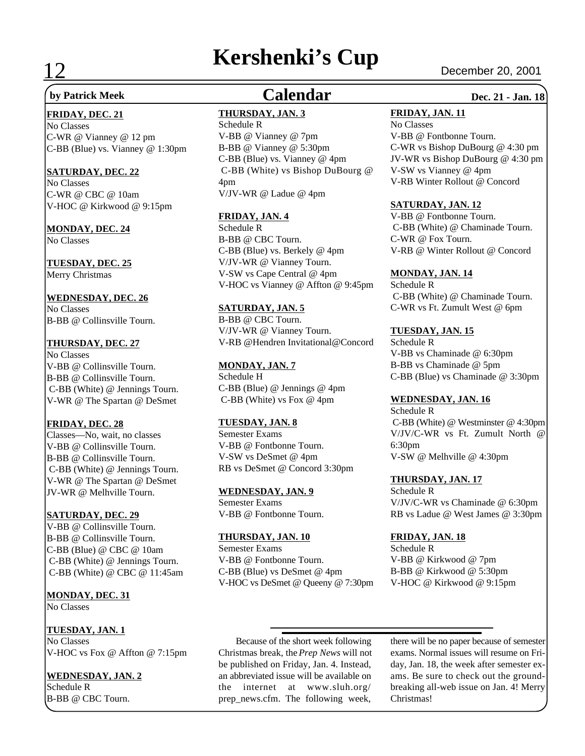# Kershenki's Cup

December 20, 2001

## Calendar

by Patrick Meek

Dec. 21 - Jan. 18

**FRIDAY, DEC. 21**
No Classes
C-WR @ Vianney @ 12 pm
C-BB (Blue) vs. Vianney @ 1:30pm

**SATURDAY, DEC. 22**
No Classes
C-WR @ CBC @ 10am
V-HOC @ Kirkwood @ 9:15pm

**MONDAY, DEC. 24**
No Classes

**TUESDAY, DEC. 25**
Merry Christmas

**WEDNESDAY, DEC. 26**
No Classes
B-BB @ Collinsville Tourn.

**THURSDAY, DEC. 27**
No Classes
V-BB @ Collinsville Tourn.
B-BB @ Collinsville Tourn.
C-BB (White) @ Jennings Tourn.
V-WR @ The Spartan @ DeSmet

**FRIDAY, DEC. 28**
Classes—No, wait, no classes
V-BB @ Collinsville Tourn.
B-BB @ Collinsville Tourn.
C-BB (White) @ Jennings Tourn.
V-WR @ The Spartan @ DeSmet
JV-WR @ Melhville Tourn.

**SATURDAY, DEC. 29**
V-BB @ Collinsville Tourn.
B-BB @ Collinsville Tourn.
C-BB (Blue) @ CBC @ 10am
C-BB (White) @ Jennings Tourn.
C-BB (White) @ CBC @ 11:45am

**MONDAY, DEC. 31**
No Classes

**TUESDAY, JAN. 1**
No Classes
V-HOC vs Fox @ Affton @ 7:15pm

**WEDNESDAY, JAN. 2**
Schedule R
B-BB @ CBC Tourn.

**THURSDAY, JAN. 3**
Schedule R
V-BB @ Vianney @ 7pm
B-BB @ Vianney @ 5:30pm
C-BB (Blue) vs. Vianney @ 4pm
C-BB (White) vs Bishop DuBourg @ 4pm
V/JV-WR @ Ladue @ 4pm

**FRIDAY, JAN. 4**
Schedule R
B-BB @ CBC Tourn.
C-BB (Blue) vs. Berkely @ 4pm
V/JV-WR @ Vianney Tourn.
V-SW vs Cape Central @ 4pm
V-HOC vs Vianney @ Affton @ 9:45pm

**SATURDAY, JAN. 5**
B-BB @ CBC Tourn.
V/JV-WR @ Vianney Tourn.
V-RB @Hendren Invitational@Concord

**MONDAY, JAN. 7**
Schedule H
C-BB (Blue) @ Jennings @ 4pm
C-BB (White) vs Fox @ 4pm

**TUESDAY, JAN. 8**
Semester Exams
V-BB @ Fontbonne Tourn.
V-SW vs DeSmet @ 4pm
RB vs DeSmet @ Concord 3:30pm

**WEDNESDAY, JAN. 9**
Semester Exams
V-BB @ Fontbonne Tourn.

**THURSDAY, JAN. 10**
Semester Exams
V-BB @ Fontbonne Tourn.
C-BB (Blue) vs DeSmet @ 4pm
V-HOC vs DeSmet @ Queeny @ 7:30pm

**FRIDAY, JAN. 11**
No Classes
V-BB @ Fontbonne Tourn.
C-WR vs Bishop DuBourg @ 4:30 pm
JV-WR vs Bishop DuBourg @ 4:30 pm
V-SW vs Vianney @ 4pm
V-RB Winter Rollout @ Concord

**SATURDAY, JAN. 12**
V-BB @ Fontbonne Tourn.
C-BB (White) @ Chaminade Tourn.
C-WR @ Fox Tourn.
V-RB @ Winter Rollout @ Concord

**MONDAY, JAN. 14**
Schedule R
C-BB (White) @ Chaminade Tourn.
C-WR vs Ft. Zumult West @ 6pm

**TUESDAY, JAN. 15**
Schedule R
V-BB vs Chaminade @ 6:30pm
B-BB vs Chaminade @ 5pm
C-BB (Blue) vs Chaminade @ 3:30pm

**WEDNESDAY, JAN. 16**
Schedule R
C-BB (White) @ Westminster @ 4:30pm
V/JV/C-WR vs Ft. Zumult North @ 6:30pm
V-SW @ Melhville @ 4:30pm

**THURSDAY, JAN. 17**
Schedule R
V/JV/C-WR vs Chaminade @ 6:30pm
RB vs Ladue @ West James @ 3:30pm

**FRIDAY, JAN. 18**
Schedule R
V-BB @ Kirkwood @ 7pm
B-BB @ Kirkwood @ 5:30pm
V-HOC @ Kirkwood @ 9:15pm

---

Because of the short week following Christmas break, the *Prep News* will not be published on Friday, Jan. 4. Instead, an abbreviated issue will be available on the internet at www.sluh.org/prep_news.cfm. The following week, there will be no paper because of semester exams. Normal issues will resume on Friday, Jan. 18, the week after semester exams. Be sure to check out the groundbreaking all-web issue on Jan. 4! Merry Christmas!